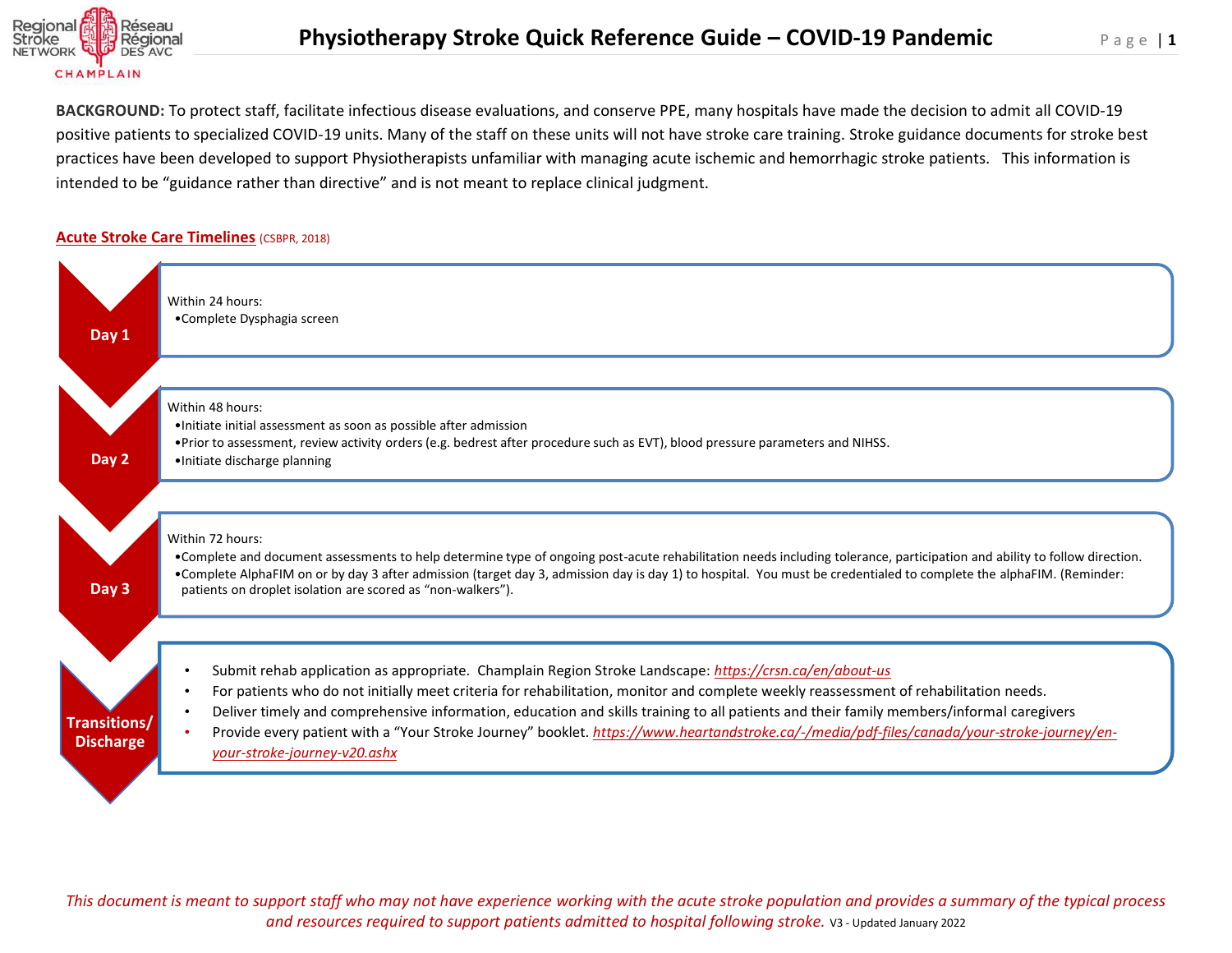# Physiotherapy Stroke Quick Reference Guide – COVID-19 Pandemic

**BACKGROUND:** To protect staff, facilitate infectious disease evaluations, and conserve PPE, many hospitals have made the decision to admit all COVID-19 positive patients to specialized COVID-19 units. Many of the staff on these units will not have stroke care training. Stroke guidance documents for stroke best practices have been developed to support Physiotherapists unfamiliar with managing acute ischemic and hemorrhagic stroke patients. This information is intended to be "guidance rather than directive" and is not meant to replace clinical judgment.

## Acute Stroke Care Timelines (CSBPR, 2018)

### Day 1

Within 24 hours:

- Complete Dysphagia screen

### Day 2

Within 48 hours:

- Initiate initial assessment as soon as possible after admission
- Prior to assessment, review activity orders (e.g. bedrest after procedure such as EVT), blood pressure parameters and NIHSS.
- Initiate discharge planning

### Day 3

Within 72 hours:

- Complete and document assessments to help determine type of ongoing post-acute rehabilitation needs including tolerance, participation and ability to follow direction.
- Complete AlphaFIM on or by day 3 after admission (target day 3, admission day is day 1) to hospital. You must be credentialed to complete the alphaFIM. (Reminder: patients on droplet isolation are scored as "non-walkers").

### Transitions/ Discharge

- Submit rehab application as appropriate. Champlain Region Stroke Landscape: https://crsn.ca/en/about-us
- For patients who do not initially meet criteria for rehabilitation, monitor and complete weekly reassessment of rehabilitation needs.
- Deliver timely and comprehensive information, education and skills training to all patients and their family members/informal caregivers
- Provide every patient with a "Your Stroke Journey" booklet. https://www.heartandstroke.ca/-/media/pdf-files/canada/your-stroke-journey/en-your-stroke-journey-v20.ashx

*This document is meant to support staff who may not have experience working with the acute stroke population and provides a summary of the typical process and resources required to support patients admitted to hospital following stroke.* V3 - Updated January 2022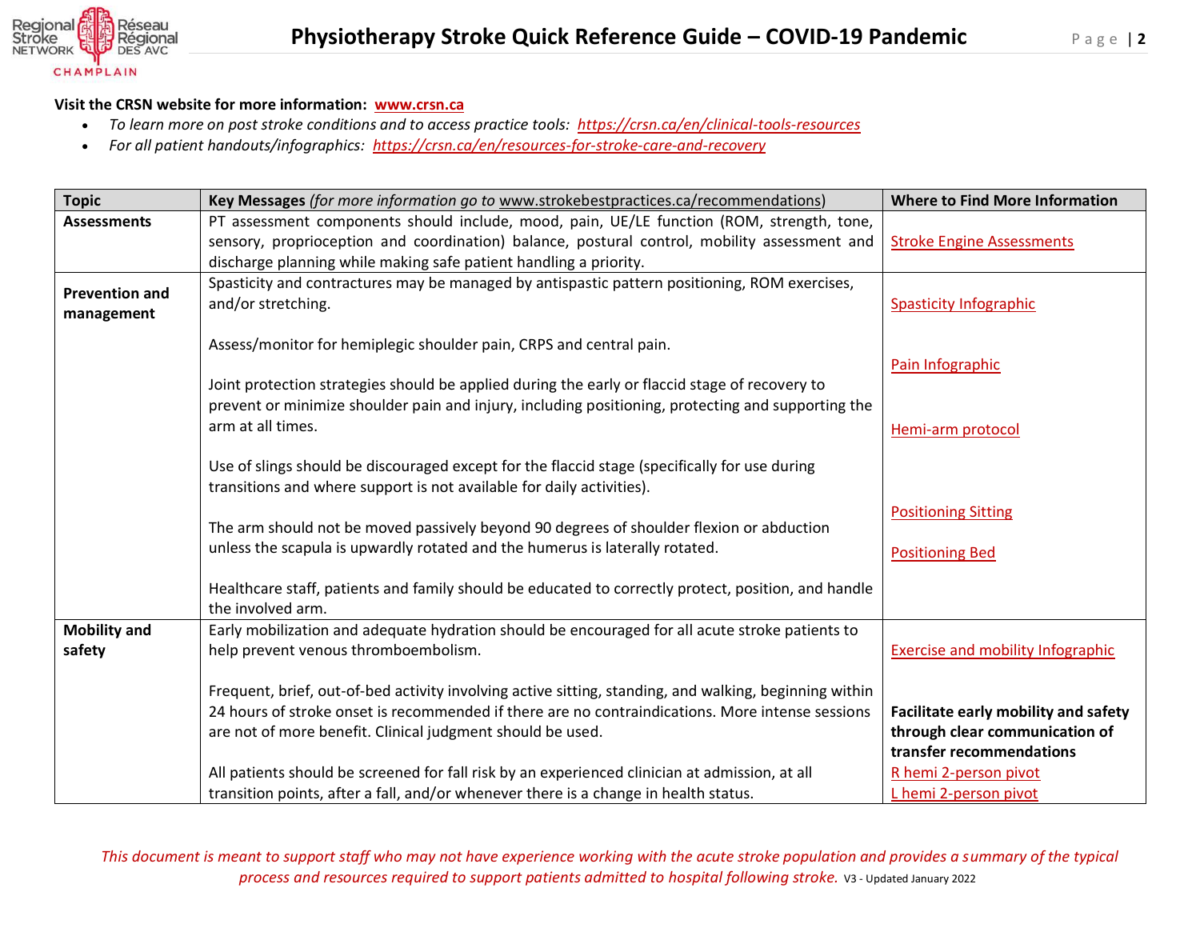**Visit the CRSN website for more information: www.crsn.ca**

- *To learn more on post stroke conditions and to access practice tools: https://crsn.ca/en/clinical-tools-resources*
- *For all patient handouts/infographics: https://crsn.ca/en/resources-for-stroke-care-and-recovery*

| Topic | Key Messages *(for more information go to* www.strokebestpractices.ca/recommendations) | Where to Find More Information |
|---|---|---|
| **Assessments** | PT assessment components should include, mood, pain, UE/LE function (ROM, strength, tone, sensory, proprioception and coordination) balance, postural control, mobility assessment and discharge planning while making safe patient handling a priority. | Stroke Engine Assessments |
| **Prevention and management** | Spasticity and contractures may be managed by antispastic pattern positioning, ROM exercises, and/or stretching.<br><br>Assess/monitor for hemiplegic shoulder pain, CRPS and central pain.<br><br>Joint protection strategies should be applied during the early or flaccid stage of recovery to prevent or minimize shoulder pain and injury, including positioning, protecting and supporting the arm at all times.<br><br>Use of slings should be discouraged except for the flaccid stage (specifically for use during transitions and where support is not available for daily activities).<br><br>The arm should not be moved passively beyond 90 degrees of shoulder flexion or abduction unless the scapula is upwardly rotated and the humerus is laterally rotated.<br><br>Healthcare staff, patients and family should be educated to correctly protect, position, and handle the involved arm. | Spasticity Infographic<br><br>Pain Infographic<br><br>Hemi-arm protocol<br><br>Positioning Sitting<br><br>Positioning Bed |
| **Mobility and safety** | Early mobilization and adequate hydration should be encouraged for all acute stroke patients to help prevent venous thromboembolism.<br><br>Frequent, brief, out-of-bed activity involving active sitting, standing, and walking, beginning within 24 hours of stroke onset is recommended if there are no contraindications. More intense sessions are not of more benefit. Clinical judgment should be used.<br><br>All patients should be screened for fall risk by an experienced clinician at admission, at all transition points, after a fall, and/or whenever there is a change in health status. | Exercise and mobility Infographic<br><br>**Facilitate early mobility and safety through clear communication of transfer recommendations**<br>R hemi 2-person pivot<br>L hemi 2-person pivot |

*This document is meant to support staff who may not have experience working with the acute stroke population and provides a summary of the typical process and resources required to support patients admitted to hospital following stroke.* V3 - Updated January 2022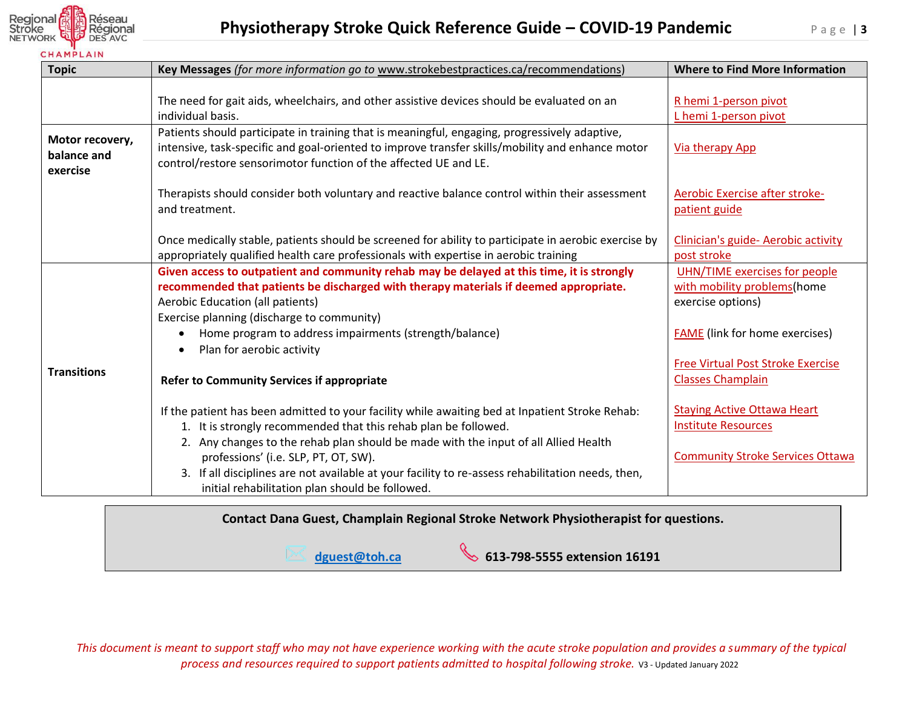| Topic | Key Messages *(for more information go to* www.strokebestpractices.ca/recommendations) | Where to Find More Information |
|---|---|---|
| | The need for gait aids, wheelchairs, and other assistive devices should be evaluated on an individual basis. | R hemi 1-person pivot<br>L hemi 1-person pivot |
| **Motor recovery, balance and exercise** | Patients should participate in training that is meaningful, engaging, progressively adaptive, intensive, task-specific and goal-oriented to improve transfer skills/mobility and enhance motor control/restore sensorimotor function of the affected UE and LE.<br><br>Therapists should consider both voluntary and reactive balance control within their assessment and treatment.<br><br>Once medically stable, patients should be screened for ability to participate in aerobic exercise by appropriately qualified health care professionals with expertise in aerobic training | Via therapy App<br><br>Aerobic Exercise after stroke- patient guide<br><br>Clinician's guide- Aerobic activity post stroke |
| **Transitions** | **Given access to outpatient and community rehab may be delayed at this time, it is strongly recommended that patients be discharged with therapy materials if deemed appropriate.**<br>Aerobic Education (all patients)<br>Exercise planning (discharge to community)<br>• Home program to address impairments (strength/balance)<br>• Plan for aerobic activity<br><br>**Refer to Community Services if appropriate**<br><br>If the patient has been admitted to your facility while awaiting bed at Inpatient Stroke Rehab:<br>1. It is strongly recommended that this rehab plan be followed.<br>2. Any changes to the rehab plan should be made with the input of all Allied Health professions' (i.e. SLP, PT, OT, SW).<br>3. If all disciplines are not available at your facility to re-assess rehabilitation needs, then, initial rehabilitation plan should be followed. | UHN/TIME exercises for people with mobility problems(home exercise options)<br><br>FAME (link for home exercises)<br><br>Free Virtual Post Stroke Exercise Classes Champlain<br><br>Staying Active Ottawa Heart Institute Resources<br><br>Community Stroke Services Ottawa |

**Contact Dana Guest, Champlain Regional Stroke Network Physiotherapist for questions.**

**dguest@toh.ca** **613-798-5555 extension 16191**

*This document is meant to support staff who may not have experience working with the acute stroke population and provides a summary of the typical process and resources required to support patients admitted to hospital following stroke.* V3 - Updated January 2022